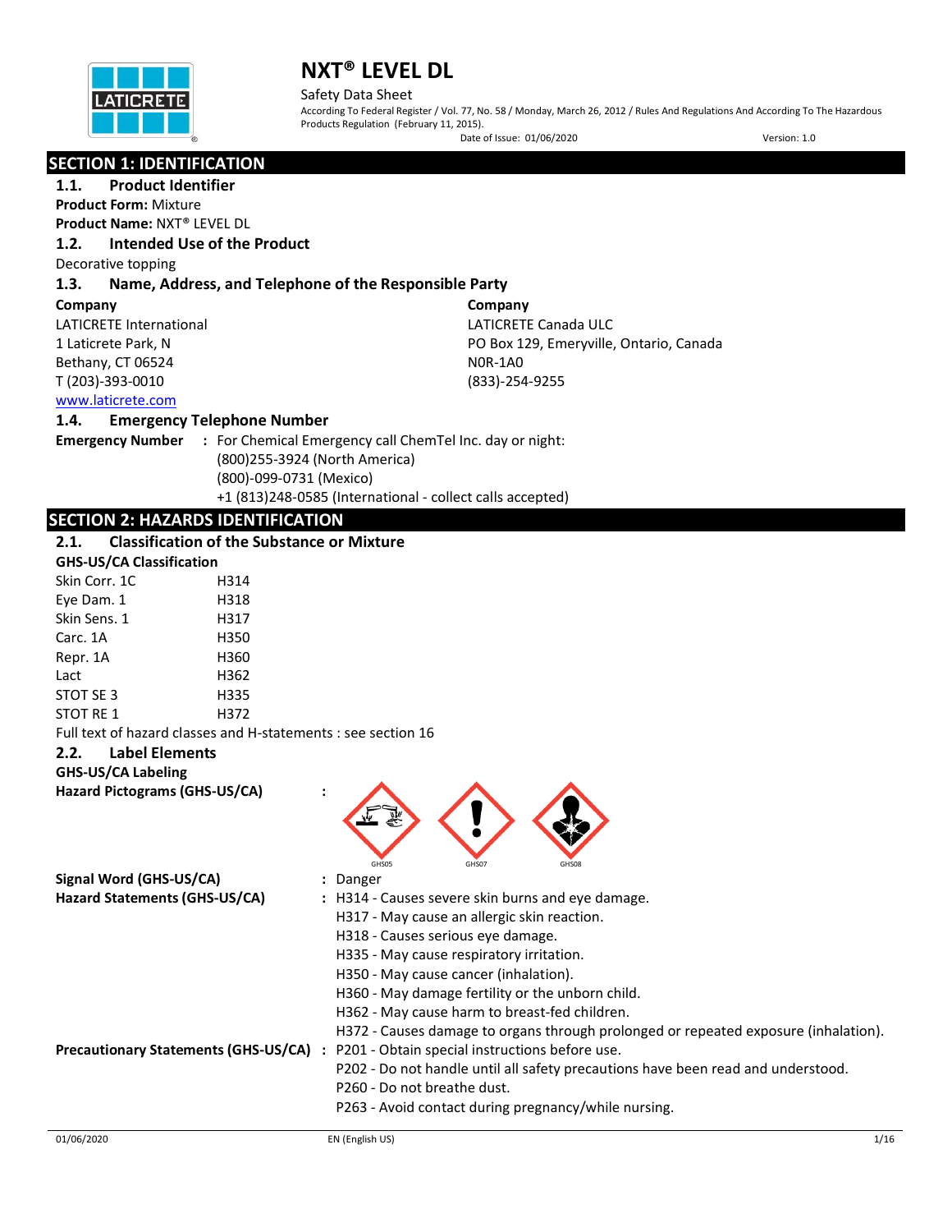# NXT® LEVEL DL

Safety Data Sheet

According To Federal Register / Vol. 77, No. 58 / Monday, March 26, 2012 / Rules And Regulations And According To The Hazardous Products Regulation (February 11, 2015).

Date of Issue: 01/06/2020 Version: 1.0

## SECTION 1: IDENTIFICATION

### 1.1. Product Identifier

**Product Form:** Mixture

**Product Name:** NXT® LEVEL DL

### 1.2. Intended Use of the Product

Decorative topping

### 1.3. Name, Address, and Telephone of the Responsible Party

**Company**

LATICRETE International
1 Laticrete Park, N
Bethany, CT 06524
T (203)-393-0010
www.laticrete.com

**Company**

LATICRETE Canada ULC
PO Box 129, Emeryville, Ontario, Canada
N0R-1A0
(833)-254-9255

### 1.4. Emergency Telephone Number

**Emergency Number** : For Chemical Emergency call ChemTel Inc. day or night:
(800)255-3924 (North America)
(800)-099-0731 (Mexico)
+1 (813)248-0585 (International - collect calls accepted)

## SECTION 2: HAZARDS IDENTIFICATION

### 2.1. Classification of the Substance or Mixture

**GHS-US/CA Classification**

| | |
|---|---|
| Skin Corr. 1C | H314 |
| Eye Dam. 1 | H318 |
| Skin Sens. 1 | H317 |
| Carc. 1A | H350 |
| Repr. 1A | H360 |
| Lact | H362 |
| STOT SE 3 | H335 |
| STOT RE 1 | H372 |

Full text of hazard classes and H-statements : see section 16

### 2.2. Label Elements

**GHS-US/CA Labeling**

**Hazard Pictograms (GHS-US/CA)** :

GHS05 GHS07 GHS08

**Signal Word (GHS-US/CA)** : Danger

**Hazard Statements (GHS-US/CA)** :
H314 - Causes severe skin burns and eye damage.
H317 - May cause an allergic skin reaction.
H318 - Causes serious eye damage.
H335 - May cause respiratory irritation.
H350 - May cause cancer (inhalation).
H360 - May damage fertility or the unborn child.
H362 - May cause harm to breast-fed children.
H372 - Causes damage to organs through prolonged or repeated exposure (inhalation).

**Precautionary Statements (GHS-US/CA)** :
P201 - Obtain special instructions before use.
P202 - Do not handle until all safety precautions have been read and understood.
P260 - Do not breathe dust.
P263 - Avoid contact during pregnancy/while nursing.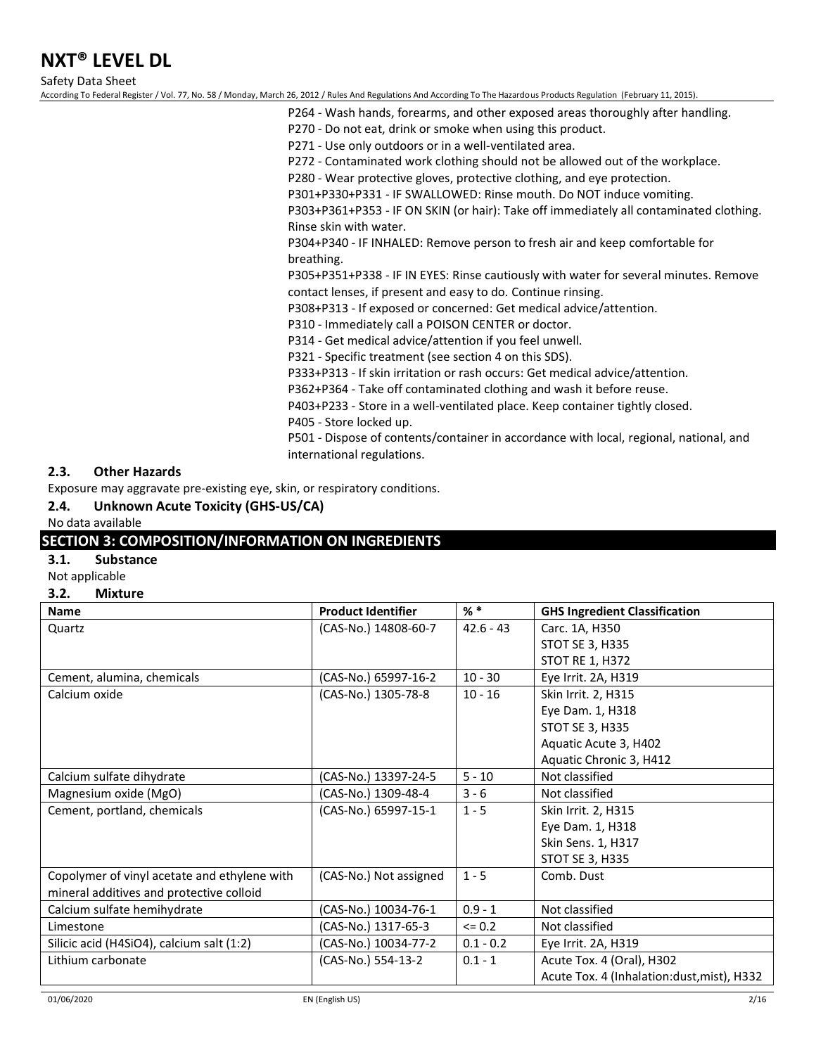P264 - Wash hands, forearms, and other exposed areas thoroughly after handling.
P270 - Do not eat, drink or smoke when using this product.
P271 - Use only outdoors or in a well-ventilated area.
P272 - Contaminated work clothing should not be allowed out of the workplace.
P280 - Wear protective gloves, protective clothing, and eye protection.
P301+P330+P331 - IF SWALLOWED: Rinse mouth. Do NOT induce vomiting.
P303+P361+P353 - IF ON SKIN (or hair): Take off immediately all contaminated clothing. Rinse skin with water.
P304+P340 - IF INHALED: Remove person to fresh air and keep comfortable for breathing.
P305+P351+P338 - IF IN EYES: Rinse cautiously with water for several minutes. Remove contact lenses, if present and easy to do. Continue rinsing.
P308+P313 - If exposed or concerned: Get medical advice/attention.
P310 - Immediately call a POISON CENTER or doctor.
P314 - Get medical advice/attention if you feel unwell.
P321 - Specific treatment (see section 4 on this SDS).
P333+P313 - If skin irritation or rash occurs: Get medical advice/attention.
P362+P364 - Take off contaminated clothing and wash it before reuse.
P403+P233 - Store in a well-ventilated place. Keep container tightly closed.
P405 - Store locked up.
P501 - Dispose of contents/container in accordance with local, regional, national, and international regulations.

### 2.3. Other Hazards

Exposure may aggravate pre-existing eye, skin, or respiratory conditions.

### 2.4. Unknown Acute Toxicity (GHS-US/CA)

No data available

## SECTION 3: COMPOSITION/INFORMATION ON INGREDIENTS

### 3.1. Substance

Not applicable

### 3.2. Mixture

| Name | Product Identifier | % * | GHS Ingredient Classification |
|---|---|---|---|
| Quartz | (CAS-No.) 14808-60-7 | 42.6 - 43 | Carc. 1A, H350<br>STOT SE 3, H335<br>STOT RE 1, H372 |
| Cement, alumina, chemicals | (CAS-No.) 65997-16-2 | 10 - 30 | Eye Irrit. 2A, H319 |
| Calcium oxide | (CAS-No.) 1305-78-8 | 10 - 16 | Skin Irrit. 2, H315<br>Eye Dam. 1, H318<br>STOT SE 3, H335<br>Aquatic Acute 3, H402<br>Aquatic Chronic 3, H412 |
| Calcium sulfate dihydrate | (CAS-No.) 13397-24-5 | 5 - 10 | Not classified |
| Magnesium oxide (MgO) | (CAS-No.) 1309-48-4 | 3 - 6 | Not classified |
| Cement, portland, chemicals | (CAS-No.) 65997-15-1 | 1 - 5 | Skin Irrit. 2, H315<br>Eye Dam. 1, H318<br>Skin Sens. 1, H317<br>STOT SE 3, H335 |
| Copolymer of vinyl acetate and ethylene with mineral additives and protective colloid | (CAS-No.) Not assigned | 1 - 5 | Comb. Dust |
| Calcium sulfate hemihydrate | (CAS-No.) 10034-76-1 | 0.9 - 1 | Not classified |
| Limestone | (CAS-No.) 1317-65-3 | <= 0.2 | Not classified |
| Silicic acid ($H_4SiO_4$), calcium salt (1:2) | (CAS-No.) 10034-77-2 | 0.1 - 0.2 | Eye Irrit. 2A, H319 |
| Lithium carbonate | (CAS-No.) 554-13-2 | 0.1 - 1 | Acute Tox. 4 (Oral), H302<br>Acute Tox. 4 (Inhalation:dust,mist), H332 |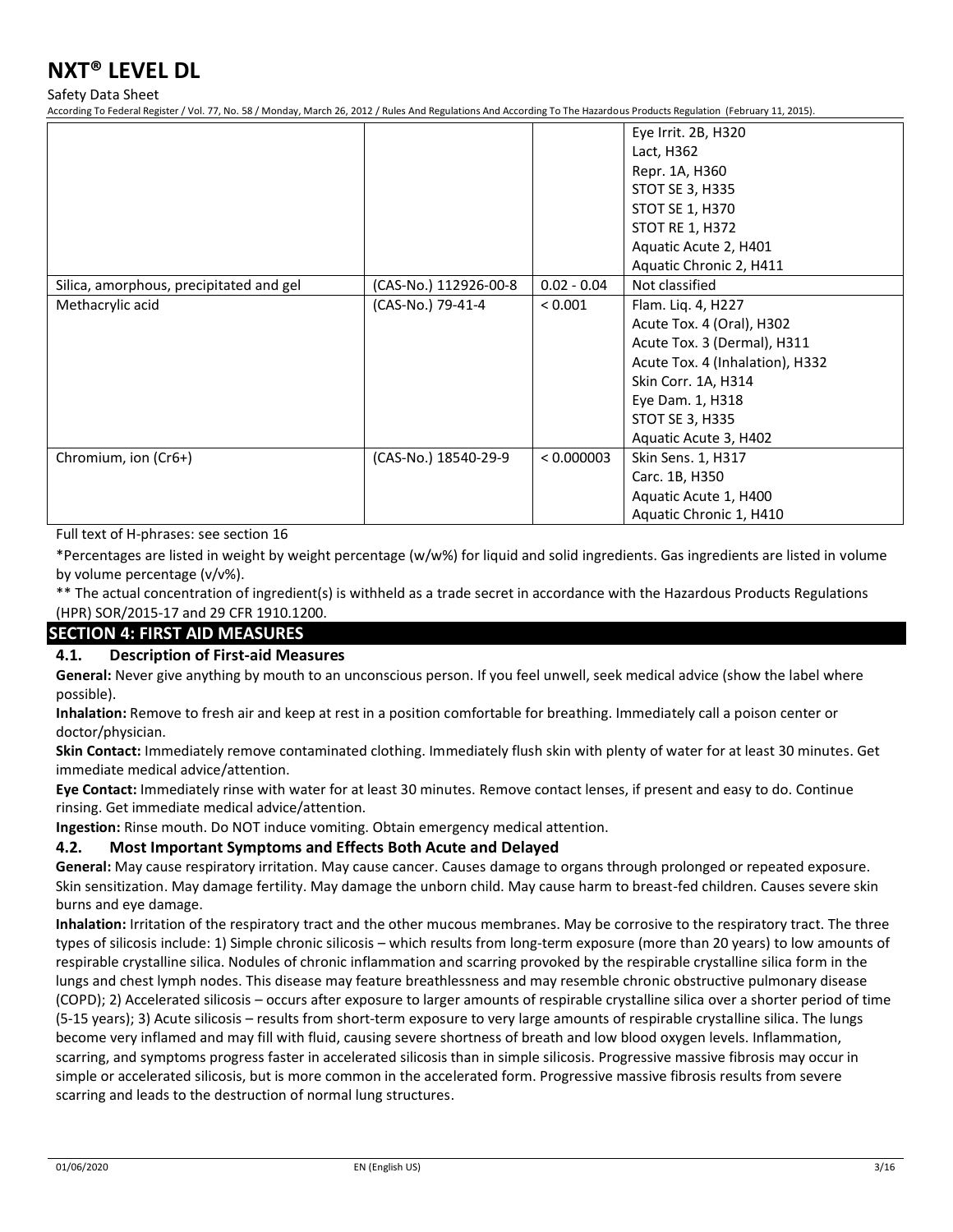| | | | Eye Irrit. 2B, H320<br>Lact, H362<br>Repr. 1A, H360<br>STOT SE 3, H335<br>STOT SE 1, H370<br>STOT RE 1, H372<br>Aquatic Acute 2, H401<br>Aquatic Chronic 2, H411 |
|---|---|---|---|
| Silica, amorphous, precipitated and gel | (CAS-No.) 112926-00-8 | 0.02 - 0.04 | Not classified |
| Methacrylic acid | (CAS-No.) 79-41-4 | < 0.001 | Flam. Liq. 4, H227<br>Acute Tox. 4 (Oral), H302<br>Acute Tox. 3 (Dermal), H311<br>Acute Tox. 4 (Inhalation), H332<br>Skin Corr. 1A, H314<br>Eye Dam. 1, H318<br>STOT SE 3, H335<br>Aquatic Acute 3, H402 |
| Chromium, ion (Cr6+) | (CAS-No.) 18540-29-9 | < 0.000003 | Skin Sens. 1, H317<br>Carc. 1B, H350<br>Aquatic Acute 1, H400<br>Aquatic Chronic 1, H410 |

Full text of H-phrases: see section 16

*Percentages are listed in weight by weight percentage (w/w%) for liquid and solid ingredients. Gas ingredients are listed in volume by volume percentage (v/v%).

** The actual concentration of ingredient(s) is withheld as a trade secret in accordance with the Hazardous Products Regulations (HPR) SOR/2015-17 and 29 CFR 1910.1200.

## SECTION 4: FIRST AID MEASURES

### 4.1. Description of First-aid Measures

**General:** Never give anything by mouth to an unconscious person. If you feel unwell, seek medical advice (show the label where possible).

**Inhalation:** Remove to fresh air and keep at rest in a position comfortable for breathing. Immediately call a poison center or doctor/physician.

**Skin Contact:** Immediately remove contaminated clothing. Immediately flush skin with plenty of water for at least 30 minutes. Get immediate medical advice/attention.

**Eye Contact:** Immediately rinse with water for at least 30 minutes. Remove contact lenses, if present and easy to do. Continue rinsing. Get immediate medical advice/attention.

**Ingestion:** Rinse mouth. Do NOT induce vomiting. Obtain emergency medical attention.

### 4.2. Most Important Symptoms and Effects Both Acute and Delayed

**General:** May cause respiratory irritation. May cause cancer. Causes damage to organs through prolonged or repeated exposure. Skin sensitization. May damage fertility. May damage the unborn child. May cause harm to breast-fed children. Causes severe skin burns and eye damage.

**Inhalation:** Irritation of the respiratory tract and the other mucous membranes. May be corrosive to the respiratory tract. The three types of silicosis include: 1) Simple chronic silicosis – which results from long-term exposure (more than 20 years) to low amounts of respirable crystalline silica. Nodules of chronic inflammation and scarring provoked by the respirable crystalline silica form in the lungs and chest lymph nodes. This disease may feature breathlessness and may resemble chronic obstructive pulmonary disease (COPD); 2) Accelerated silicosis – occurs after exposure to larger amounts of respirable crystalline silica over a shorter period of time (5-15 years); 3) Acute silicosis – results from short-term exposure to very large amounts of respirable crystalline silica. The lungs become very inflamed and may fill with fluid, causing severe shortness of breath and low blood oxygen levels. Inflammation, scarring, and symptoms progress faster in accelerated silicosis than in simple silicosis. Progressive massive fibrosis may occur in simple or accelerated silicosis, but is more common in the accelerated form. Progressive massive fibrosis results from severe scarring and leads to the destruction of normal lung structures.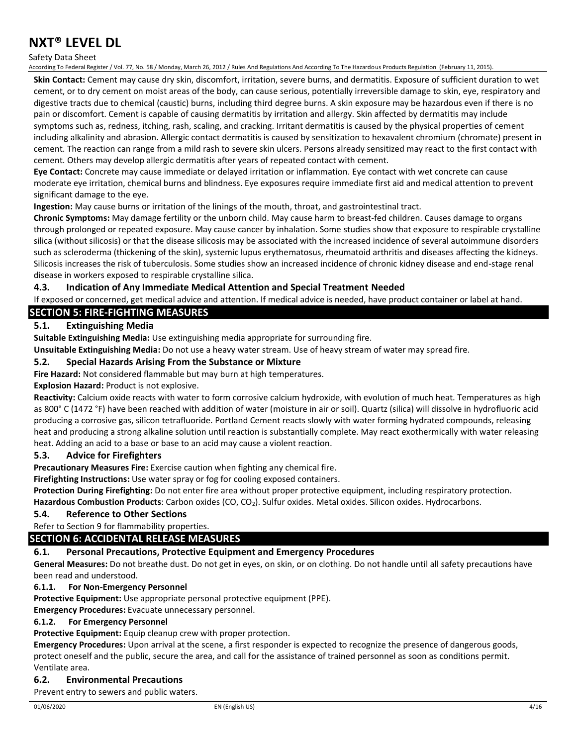**Skin Contact:** Cement may cause dry skin, discomfort, irritation, severe burns, and dermatitis. Exposure of sufficient duration to wet cement, or to dry cement on moist areas of the body, can cause serious, potentially irreversible damage to skin, eye, respiratory and digestive tracts due to chemical (caustic) burns, including third degree burns. A skin exposure may be hazardous even if there is no pain or discomfort. Cement is capable of causing dermatitis by irritation and allergy. Skin affected by dermatitis may include symptoms such as, redness, itching, rash, scaling, and cracking. Irritant dermatitis is caused by the physical properties of cement including alkalinity and abrasion. Allergic contact dermatitis is caused by sensitization to hexavalent chromium (chromate) present in cement. The reaction can range from a mild rash to severe skin ulcers. Persons already sensitized may react to the first contact with cement. Others may develop allergic dermatitis after years of repeated contact with cement.

**Eye Contact:** Concrete may cause immediate or delayed irritation or inflammation. Eye contact with wet concrete can cause moderate eye irritation, chemical burns and blindness. Eye exposures require immediate first aid and medical attention to prevent significant damage to the eye.

**Ingestion:** May cause burns or irritation of the linings of the mouth, throat, and gastrointestinal tract.

**Chronic Symptoms:** May damage fertility or the unborn child. May cause harm to breast-fed children. Causes damage to organs through prolonged or repeated exposure. May cause cancer by inhalation. Some studies show that exposure to respirable crystalline silica (without silicosis) or that the disease silicosis may be associated with the increased incidence of several autoimmune disorders such as scleroderma (thickening of the skin), systemic lupus erythematosus, rheumatoid arthritis and diseases affecting the kidneys. Silicosis increases the risk of tuberculosis. Some studies show an increased incidence of chronic kidney disease and end-stage renal disease in workers exposed to respirable crystalline silica.

### 4.3. Indication of Any Immediate Medical Attention and Special Treatment Needed

If exposed or concerned, get medical advice and attention. If medical advice is needed, have product container or label at hand.

## SECTION 5: FIRE-FIGHTING MEASURES

### 5.1. Extinguishing Media

**Suitable Extinguishing Media:** Use extinguishing media appropriate for surrounding fire.

**Unsuitable Extinguishing Media:** Do not use a heavy water stream. Use of heavy stream of water may spread fire.

### 5.2. Special Hazards Arising From the Substance or Mixture

**Fire Hazard:** Not considered flammable but may burn at high temperatures.

**Explosion Hazard:** Product is not explosive.

**Reactivity:** Calcium oxide reacts with water to form corrosive calcium hydroxide, with evolution of much heat. Temperatures as high as 800° C (1472 °F) have been reached with addition of water (moisture in air or soil). Quartz (silica) will dissolve in hydrofluoric acid producing a corrosive gas, silicon tetrafluoride. Portland Cement reacts slowly with water forming hydrated compounds, releasing heat and producing a strong alkaline solution until reaction is substantially complete. May react exothermically with water releasing heat. Adding an acid to a base or base to an acid may cause a violent reaction.

### 5.3. Advice for Firefighters

**Precautionary Measures Fire:** Exercise caution when fighting any chemical fire.

**Firefighting Instructions:** Use water spray or fog for cooling exposed containers.

**Protection During Firefighting:** Do not enter fire area without proper protective equipment, including respiratory protection.

**Hazardous Combustion Products**: Carbon oxides ($CO$, $CO_2$). Sulfur oxides. Metal oxides. Silicon oxides. Hydrocarbons.

### 5.4. Reference to Other Sections

Refer to Section 9 for flammability properties.

## SECTION 6: ACCIDENTAL RELEASE MEASURES

### 6.1. Personal Precautions, Protective Equipment and Emergency Procedures

**General Measures:** Do not breathe dust. Do not get in eyes, on skin, or on clothing. Do not handle until all safety precautions have been read and understood.

#### 6.1.1. For Non-Emergency Personnel

**Protective Equipment:** Use appropriate personal protective equipment (PPE).

**Emergency Procedures:** Evacuate unnecessary personnel.

#### 6.1.2. For Emergency Personnel

**Protective Equipment:** Equip cleanup crew with proper protection.

**Emergency Procedures:** Upon arrival at the scene, a first responder is expected to recognize the presence of dangerous goods, protect oneself and the public, secure the area, and call for the assistance of trained personnel as soon as conditions permit. Ventilate area.

### 6.2. Environmental Precautions

Prevent entry to sewers and public waters.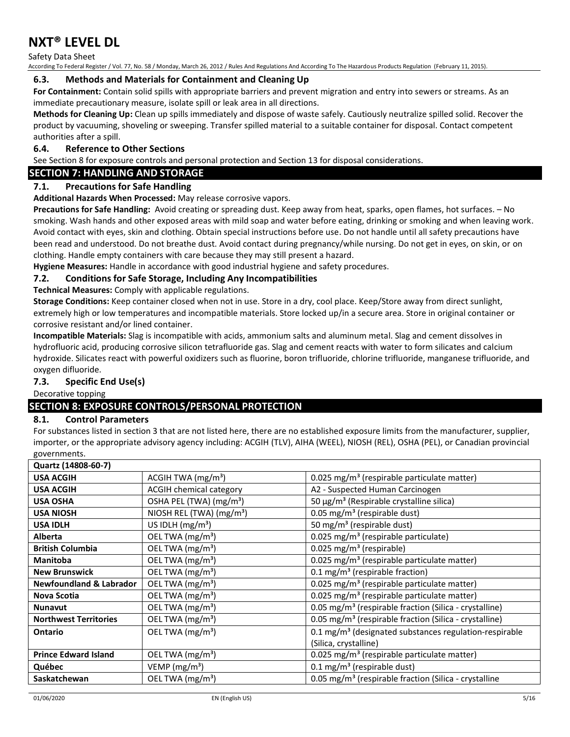### 6.3. Methods and Materials for Containment and Cleaning Up

**For Containment:** Contain solid spills with appropriate barriers and prevent migration and entry into sewers or streams. As an immediate precautionary measure, isolate spill or leak area in all directions.

**Methods for Cleaning Up:** Clean up spills immediately and dispose of waste safely. Cautiously neutralize spilled solid. Recover the product by vacuuming, shoveling or sweeping. Transfer spilled material to a suitable container for disposal. Contact competent authorities after a spill.

### 6.4. Reference to Other Sections

See Section 8 for exposure controls and personal protection and Section 13 for disposal considerations.

## SECTION 7: HANDLING AND STORAGE

### 7.1. Precautions for Safe Handling

**Additional Hazards When Processed:** May release corrosive vapors.

**Precautions for Safe Handling:** Avoid creating or spreading dust. Keep away from heat, sparks, open flames, hot surfaces. – No smoking. Wash hands and other exposed areas with mild soap and water before eating, drinking or smoking and when leaving work. Avoid contact with eyes, skin and clothing. Obtain special instructions before use. Do not handle until all safety precautions have been read and understood. Do not breathe dust. Avoid contact during pregnancy/while nursing. Do not get in eyes, on skin, or on clothing. Handle empty containers with care because they may still present a hazard.

**Hygiene Measures:** Handle in accordance with good industrial hygiene and safety procedures.

### 7.2. Conditions for Safe Storage, Including Any Incompatibilities

**Technical Measures:** Comply with applicable regulations.

**Storage Conditions:** Keep container closed when not in use. Store in a dry, cool place. Keep/Store away from direct sunlight, extremely high or low temperatures and incompatible materials. Store locked up/in a secure area. Store in original container or corrosive resistant and/or lined container.

**Incompatible Materials:** Slag is incompatible with acids, ammonium salts and aluminum metal. Slag and cement dissolves in hydrofluoric acid, producing corrosive silicon tetrafluoride gas. Slag and cement reacts with water to form silicates and calcium hydroxide. Silicates react with powerful oxidizers such as fluorine, boron trifluoride, chlorine trifluoride, manganese trifluoride, and oxygen difluoride.

### 7.3. Specific End Use(s)

Decorative topping

## SECTION 8: EXPOSURE CONTROLS/PERSONAL PROTECTION

### 8.1. Control Parameters

For substances listed in section 3 that are not listed here, there are no established exposure limits from the manufacturer, supplier, importer, or the appropriate advisory agency including: ACGIH (TLV), AIHA (WEEL), NIOSH (REL), OSHA (PEL), or Canadian provincial governments.

| Quartz (14808-60-7) | | |
|---|---|---|
| **USA ACGIH** | ACGIH TWA (mg/m³) | 0.025 mg/m³ (respirable particulate matter) |
| **USA ACGIH** | ACGIH chemical category | A2 - Suspected Human Carcinogen |
| **USA OSHA** | OSHA PEL (TWA) (mg/m³) | 50 µg/m³ (Respirable crystalline silica) |
| **USA NIOSH** | NIOSH REL (TWA) (mg/m³) | 0.05 mg/m³ (respirable dust) |
| **USA IDLH** | US IDLH (mg/m³) | 50 mg/m³ (respirable dust) |
| **Alberta** | OEL TWA (mg/m³) | 0.025 mg/m³ (respirable particulate) |
| **British Columbia** | OEL TWA (mg/m³) | 0.025 mg/m³ (respirable) |
| **Manitoba** | OEL TWA (mg/m³) | 0.025 mg/m³ (respirable particulate matter) |
| **New Brunswick** | OEL TWA (mg/m³) | 0.1 mg/m³ (respirable fraction) |
| **Newfoundland & Labrador** | OEL TWA (mg/m³) | 0.025 mg/m³ (respirable particulate matter) |
| **Nova Scotia** | OEL TWA (mg/m³) | 0.025 mg/m³ (respirable particulate matter) |
| **Nunavut** | OEL TWA (mg/m³) | 0.05 mg/m³ (respirable fraction (Silica - crystalline) |
| **Northwest Territories** | OEL TWA (mg/m³) | 0.05 mg/m³ (respirable fraction (Silica - crystalline) |
| **Ontario** | OEL TWA (mg/m³) | 0.1 mg/m³ (designated substances regulation-respirable (Silica, crystalline) |
| **Prince Edward Island** | OEL TWA (mg/m³) | 0.025 mg/m³ (respirable particulate matter) |
| **Québec** | VEMP (mg/m³) | 0.1 mg/m³ (respirable dust) |
| **Saskatchewan** | OEL TWA (mg/m³) | 0.05 mg/m³ (respirable fraction (Silica - crystalline |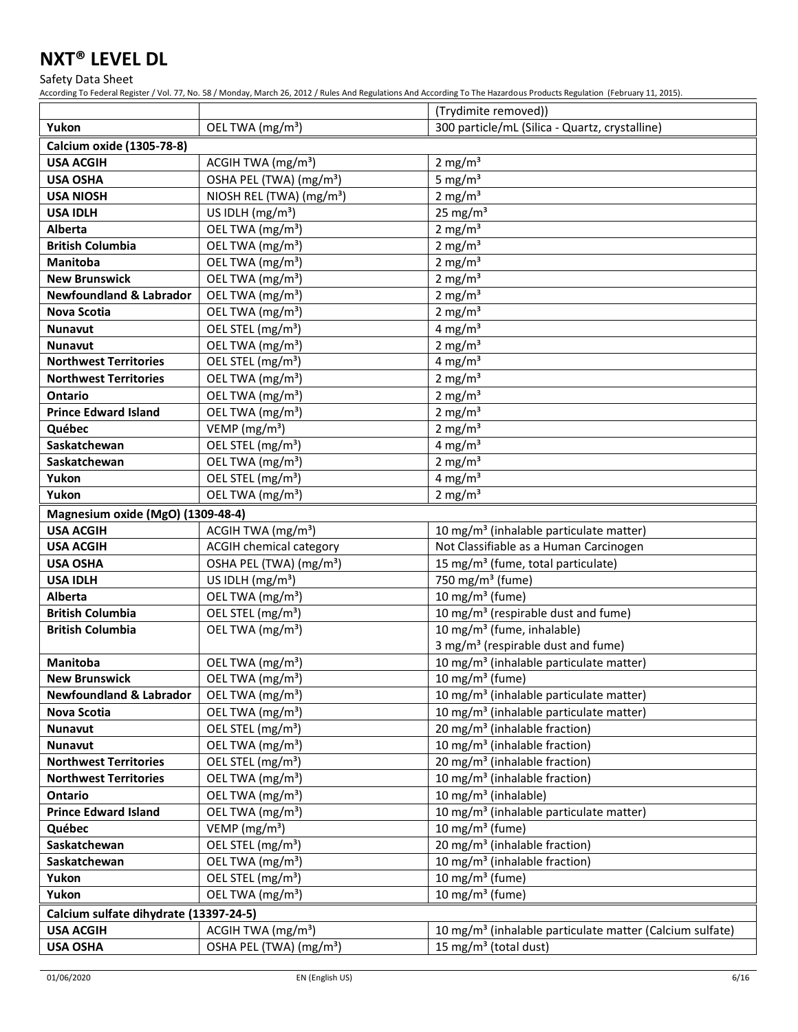| | | (Trydimite removed)) |
|---|---|---|
| **Yukon** | OEL TWA (mg/m³) | 300 particle/mL (Silica - Quartz, crystalline) |
| **Calcium oxide (1305-78-8)** | | |
| **USA ACGIH** | ACGIH TWA (mg/m³) | 2 mg/m³ |
| **USA OSHA** | OSHA PEL (TWA) (mg/m³) | 5 mg/m³ |
| **USA NIOSH** | NIOSH REL (TWA) (mg/m³) | 2 mg/m³ |
| **USA IDLH** | US IDLH (mg/m³) | 25 mg/m³ |
| **Alberta** | OEL TWA (mg/m³) | 2 mg/m³ |
| **British Columbia** | OEL TWA (mg/m³) | 2 mg/m³ |
| **Manitoba** | OEL TWA (mg/m³) | 2 mg/m³ |
| **New Brunswick** | OEL TWA (mg/m³) | 2 mg/m³ |
| **Newfoundland & Labrador** | OEL TWA (mg/m³) | 2 mg/m³ |
| **Nova Scotia** | OEL TWA (mg/m³) | 2 mg/m³ |
| **Nunavut** | OEL STEL (mg/m³) | 4 mg/m³ |
| **Nunavut** | OEL TWA (mg/m³) | 2 mg/m³ |
| **Northwest Territories** | OEL STEL (mg/m³) | 4 mg/m³ |
| **Northwest Territories** | OEL TWA (mg/m³) | 2 mg/m³ |
| **Ontario** | OEL TWA (mg/m³) | 2 mg/m³ |
| **Prince Edward Island** | OEL TWA (mg/m³) | 2 mg/m³ |
| **Québec** | VEMP (mg/m³) | 2 mg/m³ |
| **Saskatchewan** | OEL STEL (mg/m³) | 4 mg/m³ |
| **Saskatchewan** | OEL TWA (mg/m³) | 2 mg/m³ |
| **Yukon** | OEL STEL (mg/m³) | 4 mg/m³ |
| **Yukon** | OEL TWA (mg/m³) | 2 mg/m³ |
| **Magnesium oxide (MgO) (1309-48-4)** | | |
| **USA ACGIH** | ACGIH TWA (mg/m³) | 10 mg/m³ (inhalable particulate matter) |
| **USA ACGIH** | ACGIH chemical category | Not Classifiable as a Human Carcinogen |
| **USA OSHA** | OSHA PEL (TWA) (mg/m³) | 15 mg/m³ (fume, total particulate) |
| **USA IDLH** | US IDLH (mg/m³) | 750 mg/m³ (fume) |
| **Alberta** | OEL TWA (mg/m³) | 10 mg/m³ (fume) |
| **British Columbia** | OEL STEL (mg/m³) | 10 mg/m³ (respirable dust and fume) |
| **British Columbia** | OEL TWA (mg/m³) | 10 mg/m³ (fume, inhalable)<br>3 mg/m³ (respirable dust and fume) |
| **Manitoba** | OEL TWA (mg/m³) | 10 mg/m³ (inhalable particulate matter) |
| **New Brunswick** | OEL TWA (mg/m³) | 10 mg/m³ (fume) |
| **Newfoundland & Labrador** | OEL TWA (mg/m³) | 10 mg/m³ (inhalable particulate matter) |
| **Nova Scotia** | OEL TWA (mg/m³) | 10 mg/m³ (inhalable particulate matter) |
| **Nunavut** | OEL STEL (mg/m³) | 20 mg/m³ (inhalable fraction) |
| **Nunavut** | OEL TWA (mg/m³) | 10 mg/m³ (inhalable fraction) |
| **Northwest Territories** | OEL STEL (mg/m³) | 20 mg/m³ (inhalable fraction) |
| **Northwest Territories** | OEL TWA (mg/m³) | 10 mg/m³ (inhalable fraction) |
| **Ontario** | OEL TWA (mg/m³) | 10 mg/m³ (inhalable) |
| **Prince Edward Island** | OEL TWA (mg/m³) | 10 mg/m³ (inhalable particulate matter) |
| **Québec** | VEMP (mg/m³) | 10 mg/m³ (fume) |
| **Saskatchewan** | OEL STEL (mg/m³) | 20 mg/m³ (inhalable fraction) |
| **Saskatchewan** | OEL TWA (mg/m³) | 10 mg/m³ (inhalable fraction) |
| **Yukon** | OEL STEL (mg/m³) | 10 mg/m³ (fume) |
| **Yukon** | OEL TWA (mg/m³) | 10 mg/m³ (fume) |
| **Calcium sulfate dihydrate (13397-24-5)** | | |
| **USA ACGIH** | ACGIH TWA (mg/m³) | 10 mg/m³ (inhalable particulate matter (Calcium sulfate) |
| **USA OSHA** | OSHA PEL (TWA) (mg/m³) | 15 mg/m³ (total dust) |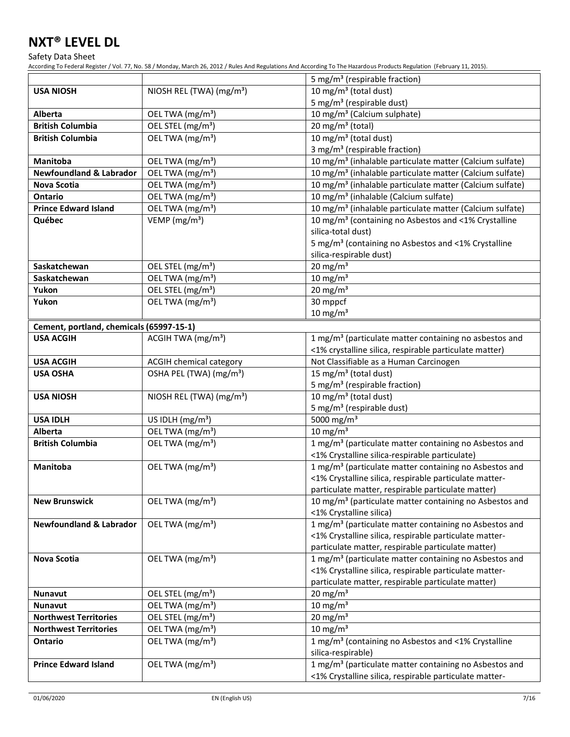| | | |
|---|---|---|
| | | 5 mg/m³ (respirable fraction) |
| **USA NIOSH** | NIOSH REL (TWA) (mg/m³) | 10 mg/m³ (total dust)<br>5 mg/m³ (respirable dust) |
| **Alberta** | OEL TWA (mg/m³) | 10 mg/m³ (Calcium sulphate) |
| **British Columbia** | OEL STEL (mg/m³) | 20 mg/m³ (total) |
| **British Columbia** | OEL TWA (mg/m³) | 10 mg/m³ (total dust)<br>3 mg/m³ (respirable fraction) |
| **Manitoba** | OEL TWA (mg/m³) | 10 mg/m³ (inhalable particulate matter (Calcium sulfate) |
| **Newfoundland & Labrador** | OEL TWA (mg/m³) | 10 mg/m³ (inhalable particulate matter (Calcium sulfate) |
| **Nova Scotia** | OEL TWA (mg/m³) | 10 mg/m³ (inhalable particulate matter (Calcium sulfate) |
| **Ontario** | OEL TWA (mg/m³) | 10 mg/m³ (inhalable (Calcium sulfate) |
| **Prince Edward Island** | OEL TWA (mg/m³) | 10 mg/m³ (inhalable particulate matter (Calcium sulfate) |
| **Québec** | VEMP (mg/m³) | 10 mg/m³ (containing no Asbestos and <1% Crystalline silica-total dust)<br>5 mg/m³ (containing no Asbestos and <1% Crystalline silica-respirable dust) |
| **Saskatchewan** | OEL STEL (mg/m³) | 20 mg/m³ |
| **Saskatchewan** | OEL TWA (mg/m³) | 10 mg/m³ |
| **Yukon** | OEL STEL (mg/m³) | 20 mg/m³ |
| **Yukon** | OEL TWA (mg/m³) | 30 mppcf<br>10 mg/m³ |
| **Cement, portland, chemicals (65997-15-1)** | | |
| **USA ACGIH** | ACGIH TWA (mg/m³) | 1 mg/m³ (particulate matter containing no asbestos and <1% crystalline silica, respirable particulate matter) |
| **USA ACGIH** | ACGIH chemical category | Not Classifiable as a Human Carcinogen |
| **USA OSHA** | OSHA PEL (TWA) (mg/m³) | 15 mg/m³ (total dust)<br>5 mg/m³ (respirable fraction) |
| **USA NIOSH** | NIOSH REL (TWA) (mg/m³) | 10 mg/m³ (total dust)<br>5 mg/m³ (respirable dust) |
| **USA IDLH** | US IDLH (mg/m³) | 5000 mg/m³ |
| **Alberta** | OEL TWA (mg/m³) | 10 mg/m³ |
| **British Columbia** | OEL TWA (mg/m³) | 1 mg/m³ (particulate matter containing no Asbestos and <1% Crystalline silica-respirable particulate) |
| **Manitoba** | OEL TWA (mg/m³) | 1 mg/m³ (particulate matter containing no Asbestos and <1% Crystalline silica, respirable particulate matter-particulate matter, respirable particulate matter) |
| **New Brunswick** | OEL TWA (mg/m³) | 10 mg/m³ (particulate matter containing no Asbestos and <1% Crystalline silica) |
| **Newfoundland & Labrador** | OEL TWA (mg/m³) | 1 mg/m³ (particulate matter containing no Asbestos and <1% Crystalline silica, respirable particulate matter-particulate matter, respirable particulate matter) |
| **Nova Scotia** | OEL TWA (mg/m³) | 1 mg/m³ (particulate matter containing no Asbestos and <1% Crystalline silica, respirable particulate matter-particulate matter, respirable particulate matter) |
| **Nunavut** | OEL STEL (mg/m³) | 20 mg/m³ |
| **Nunavut** | OEL TWA (mg/m³) | 10 mg/m³ |
| **Northwest Territories** | OEL STEL (mg/m³) | 20 mg/m³ |
| **Northwest Territories** | OEL TWA (mg/m³) | 10 mg/m³ |
| **Ontario** | OEL TWA (mg/m³) | 1 mg/m³ (containing no Asbestos and <1% Crystalline silica-respirable) |
| **Prince Edward Island** | OEL TWA (mg/m³) | 1 mg/m³ (particulate matter containing no Asbestos and <1% Crystalline silica, respirable particulate matter- |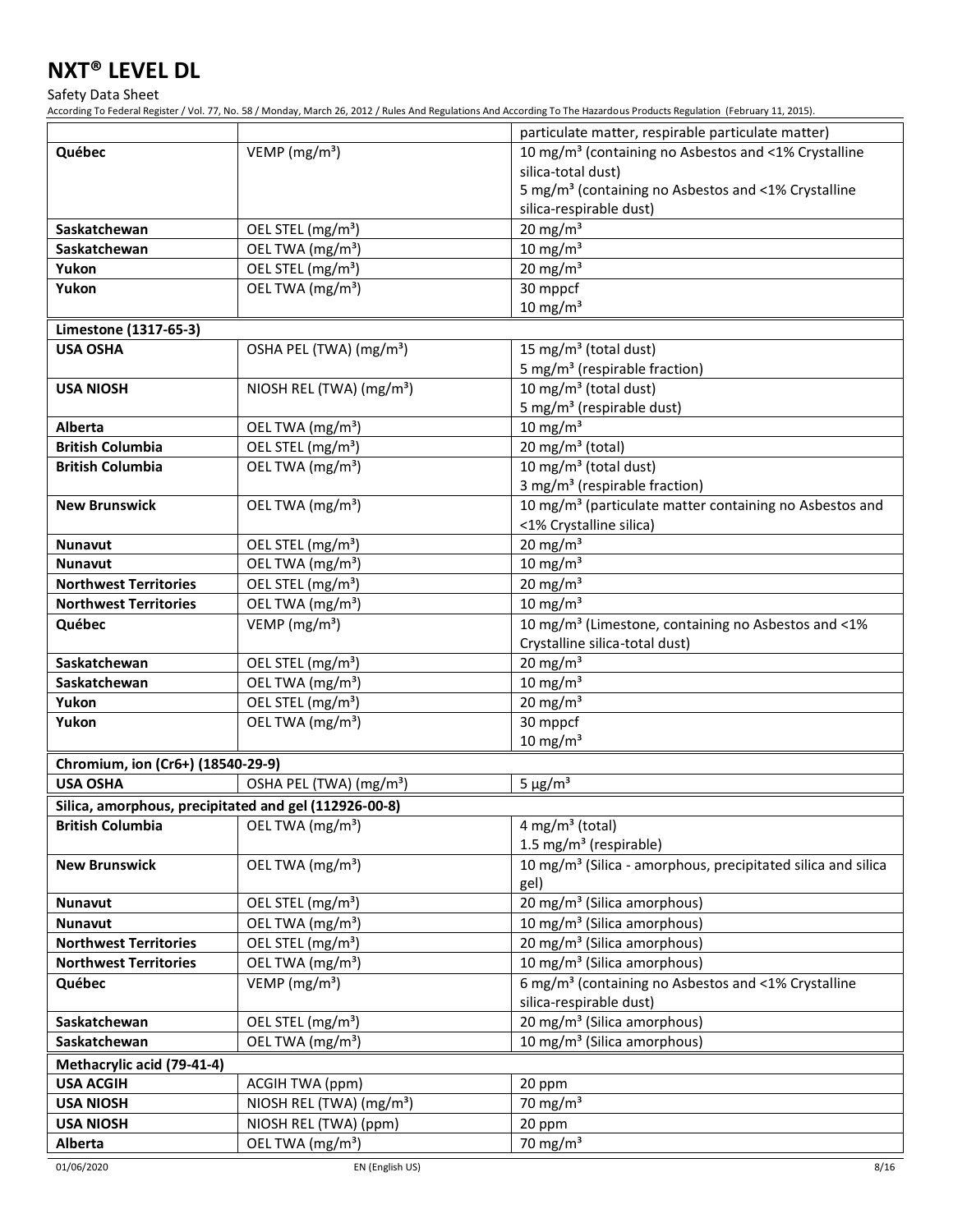| | | |
|---|---|---|
| | | particulate matter, respirable particulate matter) |
| **Québec** | VEMP (mg/m³) | 10 mg/m³ (containing no Asbestos and <1% Crystalline silica-total dust)<br>5 mg/m³ (containing no Asbestos and <1% Crystalline silica-respirable dust) |
| **Saskatchewan** | OEL STEL (mg/m³) | 20 mg/m³ |
| **Saskatchewan** | OEL TWA (mg/m³) | 10 mg/m³ |
| **Yukon** | OEL STEL (mg/m³) | 20 mg/m³ |
| **Yukon** | OEL TWA (mg/m³) | 30 mppcf<br>10 mg/m³ |
| **Limestone (1317-65-3)** | | |
| **USA OSHA** | OSHA PEL (TWA) (mg/m³) | 15 mg/m³ (total dust)<br>5 mg/m³ (respirable fraction) |
| **USA NIOSH** | NIOSH REL (TWA) (mg/m³) | 10 mg/m³ (total dust)<br>5 mg/m³ (respirable dust) |
| **Alberta** | OEL TWA (mg/m³) | 10 mg/m³ |
| **British Columbia** | OEL STEL (mg/m³) | 20 mg/m³ (total) |
| **British Columbia** | OEL TWA (mg/m³) | 10 mg/m³ (total dust)<br>3 mg/m³ (respirable fraction) |
| **New Brunswick** | OEL TWA (mg/m³) | 10 mg/m³ (particulate matter containing no Asbestos and <1% Crystalline silica) |
| **Nunavut** | OEL STEL (mg/m³) | 20 mg/m³ |
| **Nunavut** | OEL TWA (mg/m³) | 10 mg/m³ |
| **Northwest Territories** | OEL STEL (mg/m³) | 20 mg/m³ |
| **Northwest Territories** | OEL TWA (mg/m³) | 10 mg/m³ |
| **Québec** | VEMP (mg/m³) | 10 mg/m³ (Limestone, containing no Asbestos and <1% Crystalline silica-total dust) |
| **Saskatchewan** | OEL STEL (mg/m³) | 20 mg/m³ |
| **Saskatchewan** | OEL TWA (mg/m³) | 10 mg/m³ |
| **Yukon** | OEL STEL (mg/m³) | 20 mg/m³ |
| **Yukon** | OEL TWA (mg/m³) | 30 mppcf<br>10 mg/m³ |
| **Chromium, ion (Cr6+) (18540-29-9)** | | |
| **USA OSHA** | OSHA PEL (TWA) (mg/m³) | 5 µg/m³ |
| **Silica, amorphous, precipitated and gel (112926-00-8)** | | |
| **British Columbia** | OEL TWA (mg/m³) | 4 mg/m³ (total)<br>1.5 mg/m³ (respirable) |
| **New Brunswick** | OEL TWA (mg/m³) | 10 mg/m³ (Silica - amorphous, precipitated silica and silica gel) |
| **Nunavut** | OEL STEL (mg/m³) | 20 mg/m³ (Silica amorphous) |
| **Nunavut** | OEL TWA (mg/m³) | 10 mg/m³ (Silica amorphous) |
| **Northwest Territories** | OEL STEL (mg/m³) | 20 mg/m³ (Silica amorphous) |
| **Northwest Territories** | OEL TWA (mg/m³) | 10 mg/m³ (Silica amorphous) |
| **Québec** | VEMP (mg/m³) | 6 mg/m³ (containing no Asbestos and <1% Crystalline silica-respirable dust) |
| **Saskatchewan** | OEL STEL (mg/m³) | 20 mg/m³ (Silica amorphous) |
| **Saskatchewan** | OEL TWA (mg/m³) | 10 mg/m³ (Silica amorphous) |
| **Methacrylic acid (79-41-4)** | | |
| **USA ACGIH** | ACGIH TWA (ppm) | 20 ppm |
| **USA NIOSH** | NIOSH REL (TWA) (mg/m³) | 70 mg/m³ |
| **USA NIOSH** | NIOSH REL (TWA) (ppm) | 20 ppm |
| **Alberta** | OEL TWA (mg/m³) | 70 mg/m³ |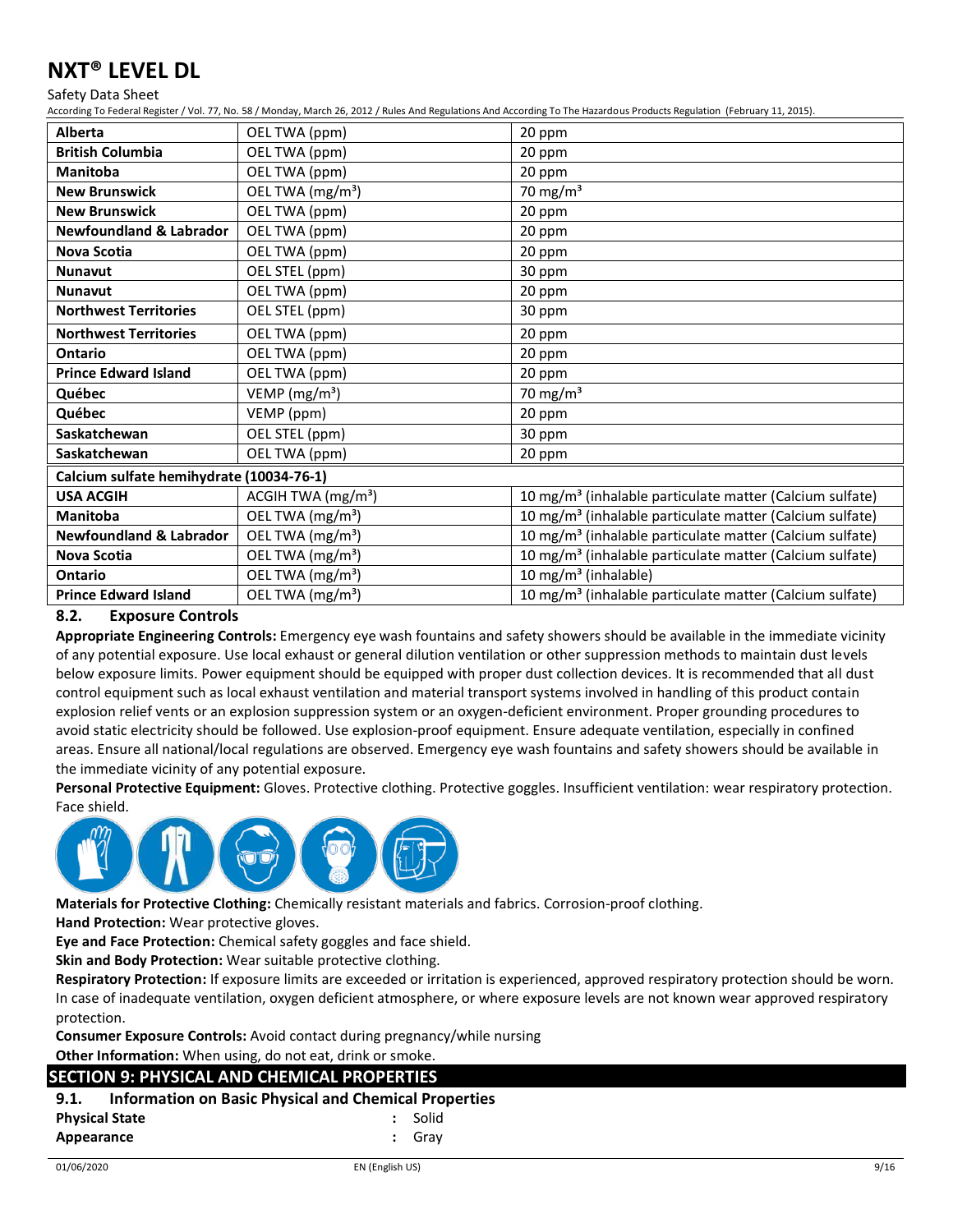| Alberta | OEL TWA (ppm) | 20 ppm |
|---|---|---|
| British Columbia | OEL TWA (ppm) | 20 ppm |
| Manitoba | OEL TWA (ppm) | 20 ppm |
| New Brunswick | OEL TWA (mg/m³) | 70 mg/m³ |
| New Brunswick | OEL TWA (ppm) | 20 ppm |
| Newfoundland & Labrador | OEL TWA (ppm) | 20 ppm |
| Nova Scotia | OEL TWA (ppm) | 20 ppm |
| Nunavut | OEL STEL (ppm) | 30 ppm |
| Nunavut | OEL TWA (ppm) | 20 ppm |
| Northwest Territories | OEL STEL (ppm) | 30 ppm |
| Northwest Territories | OEL TWA (ppm) | 20 ppm |
| Ontario | OEL TWA (ppm) | 20 ppm |
| Prince Edward Island | OEL TWA (ppm) | 20 ppm |
| Québec | VEMP (mg/m³) | 70 mg/m³ |
| Québec | VEMP (ppm) | 20 ppm |
| Saskatchewan | OEL STEL (ppm) | 30 ppm |
| Saskatchewan | OEL TWA (ppm) | 20 ppm |
| **Calcium sulfate hemihydrate (10034-76-1)** | | |
| USA ACGIH | ACGIH TWA (mg/m³) | 10 mg/m³ (inhalable particulate matter (Calcium sulfate) |
| Manitoba | OEL TWA (mg/m³) | 10 mg/m³ (inhalable particulate matter (Calcium sulfate) |
| Newfoundland & Labrador | OEL TWA (mg/m³) | 10 mg/m³ (inhalable particulate matter (Calcium sulfate) |
| Nova Scotia | OEL TWA (mg/m³) | 10 mg/m³ (inhalable particulate matter (Calcium sulfate) |
| Ontario | OEL TWA (mg/m³) | 10 mg/m³ (inhalable) |
| Prince Edward Island | OEL TWA (mg/m³) | 10 mg/m³ (inhalable particulate matter (Calcium sulfate) |

### 8.2. Exposure Controls

**Appropriate Engineering Controls:** Emergency eye wash fountains and safety showers should be available in the immediate vicinity of any potential exposure. Use local exhaust or general dilution ventilation or other suppression methods to maintain dust levels below exposure limits. Power equipment should be equipped with proper dust collection devices. It is recommended that all dust control equipment such as local exhaust ventilation and material transport systems involved in handling of this product contain explosion relief vents or an explosion suppression system or an oxygen-deficient environment. Proper grounding procedures to avoid static electricity should be followed. Use explosion-proof equipment. Ensure adequate ventilation, especially in confined areas. Ensure all national/local regulations are observed. Emergency eye wash fountains and safety showers should be available in the immediate vicinity of any potential exposure.

**Personal Protective Equipment:** Gloves. Protective clothing. Protective goggles. Insufficient ventilation: wear respiratory protection. Face shield.

**Materials for Protective Clothing:** Chemically resistant materials and fabrics. Corrosion-proof clothing.

**Hand Protection:** Wear protective gloves.

**Eye and Face Protection:** Chemical safety goggles and face shield.

**Skin and Body Protection:** Wear suitable protective clothing.

**Respiratory Protection:** If exposure limits are exceeded or irritation is experienced, approved respiratory protection should be worn. In case of inadequate ventilation, oxygen deficient atmosphere, or where exposure levels are not known wear approved respiratory protection.

**Consumer Exposure Controls:** Avoid contact during pregnancy/while nursing

**Other Information:** When using, do not eat, drink or smoke.

## SECTION 9: PHYSICAL AND CHEMICAL PROPERTIES

### 9.1. Information on Basic Physical and Chemical Properties

**Physical State** : Solid

**Appearance** : Gray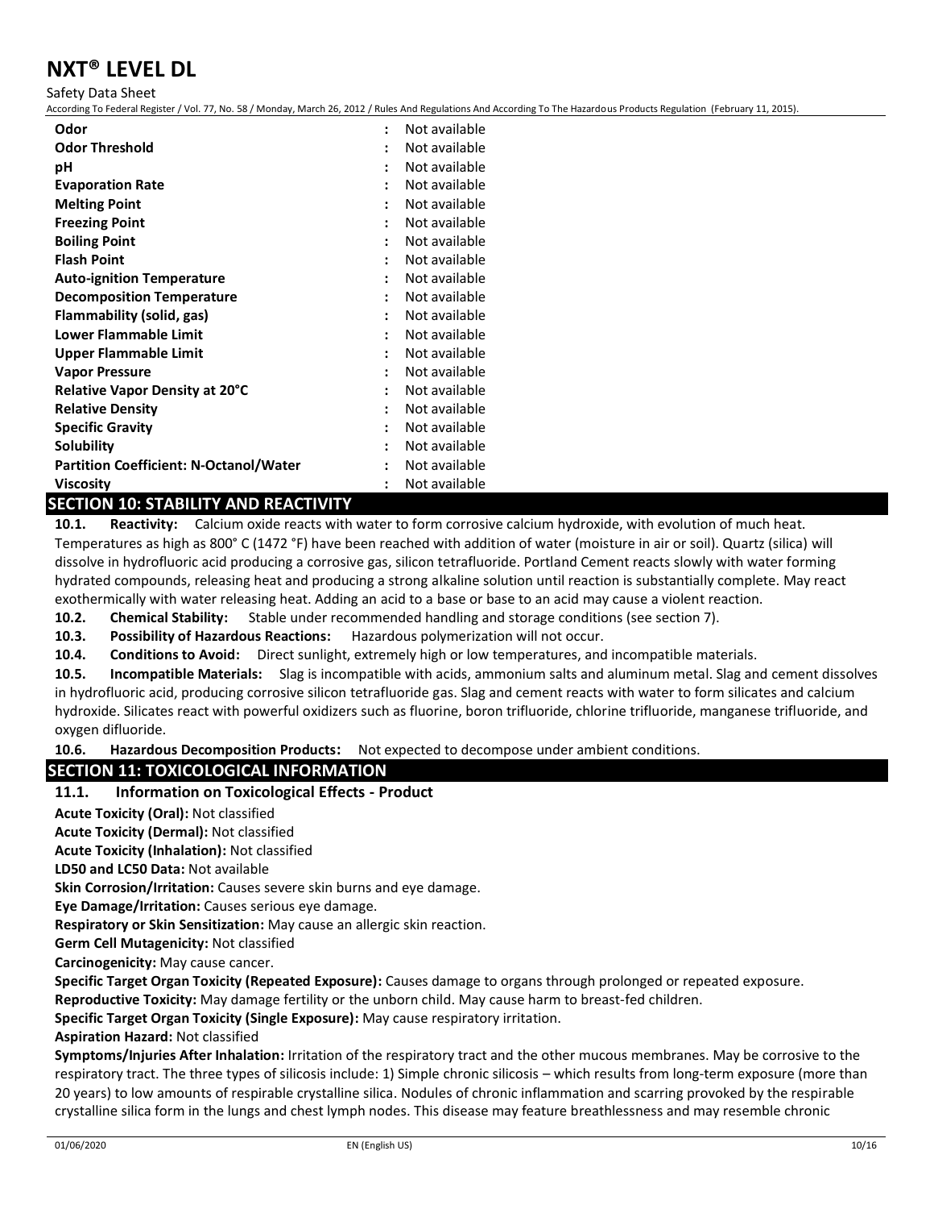| | |
|---|---|
| **Odor** | : Not available |
| **Odor Threshold** | : Not available |
| **pH** | : Not available |
| **Evaporation Rate** | : Not available |
| **Melting Point** | : Not available |
| **Freezing Point** | : Not available |
| **Boiling Point** | : Not available |
| **Flash Point** | : Not available |
| **Auto-ignition Temperature** | : Not available |
| **Decomposition Temperature** | : Not available |
| **Flammability (solid, gas)** | : Not available |
| **Lower Flammable Limit** | : Not available |
| **Upper Flammable Limit** | : Not available |
| **Vapor Pressure** | : Not available |
| **Relative Vapor Density at 20°C** | : Not available |
| **Relative Density** | : Not available |
| **Specific Gravity** | : Not available |
| **Solubility** | : Not available |
| **Partition Coefficient: N-Octanol/Water** | : Not available |
| **Viscosity** | : Not available |

## SECTION 10: STABILITY AND REACTIVITY

**10.1. Reactivity:** Calcium oxide reacts with water to form corrosive calcium hydroxide, with evolution of much heat. Temperatures as high as 800° C (1472 °F) have been reached with addition of water (moisture in air or soil). Quartz (silica) will dissolve in hydrofluoric acid producing a corrosive gas, silicon tetrafluoride. Portland Cement reacts slowly with water forming hydrated compounds, releasing heat and producing a strong alkaline solution until reaction is substantially complete. May react exothermically with water releasing heat. Adding an acid to a base or base to an acid may cause a violent reaction.

**10.2. Chemical Stability:** Stable under recommended handling and storage conditions (see section 7).

**10.3. Possibility of Hazardous Reactions:** Hazardous polymerization will not occur.

**10.4. Conditions to Avoid:** Direct sunlight, extremely high or low temperatures, and incompatible materials.

**10.5. Incompatible Materials:** Slag is incompatible with acids, ammonium salts and aluminum metal. Slag and cement dissolves in hydrofluoric acid, producing corrosive silicon tetrafluoride gas. Slag and cement reacts with water to form silicates and calcium hydroxide. Silicates react with powerful oxidizers such as fluorine, boron trifluoride, chlorine trifluoride, manganese trifluoride, and oxygen difluoride.

**10.6. Hazardous Decomposition Products:** Not expected to decompose under ambient conditions.

## SECTION 11: TOXICOLOGICAL INFORMATION

### 11.1. Information on Toxicological Effects - Product

**Acute Toxicity (Oral):** Not classified

**Acute Toxicity (Dermal):** Not classified

**Acute Toxicity (Inhalation):** Not classified

**LD50 and LC50 Data:** Not available

**Skin Corrosion/Irritation:** Causes severe skin burns and eye damage.

**Eye Damage/Irritation:** Causes serious eye damage.

**Respiratory or Skin Sensitization:** May cause an allergic skin reaction.

**Germ Cell Mutagenicity:** Not classified

**Carcinogenicity:** May cause cancer.

**Specific Target Organ Toxicity (Repeated Exposure):** Causes damage to organs through prolonged or repeated exposure.

**Reproductive Toxicity:** May damage fertility or the unborn child. May cause harm to breast-fed children.

**Specific Target Organ Toxicity (Single Exposure):** May cause respiratory irritation.

**Aspiration Hazard:** Not classified

**Symptoms/Injuries After Inhalation:** Irritation of the respiratory tract and the other mucous membranes. May be corrosive to the respiratory tract. The three types of silicosis include: 1) Simple chronic silicosis – which results from long-term exposure (more than 20 years) to low amounts of respirable crystalline silica. Nodules of chronic inflammation and scarring provoked by the respirable crystalline silica form in the lungs and chest lymph nodes. This disease may feature breathlessness and may resemble chronic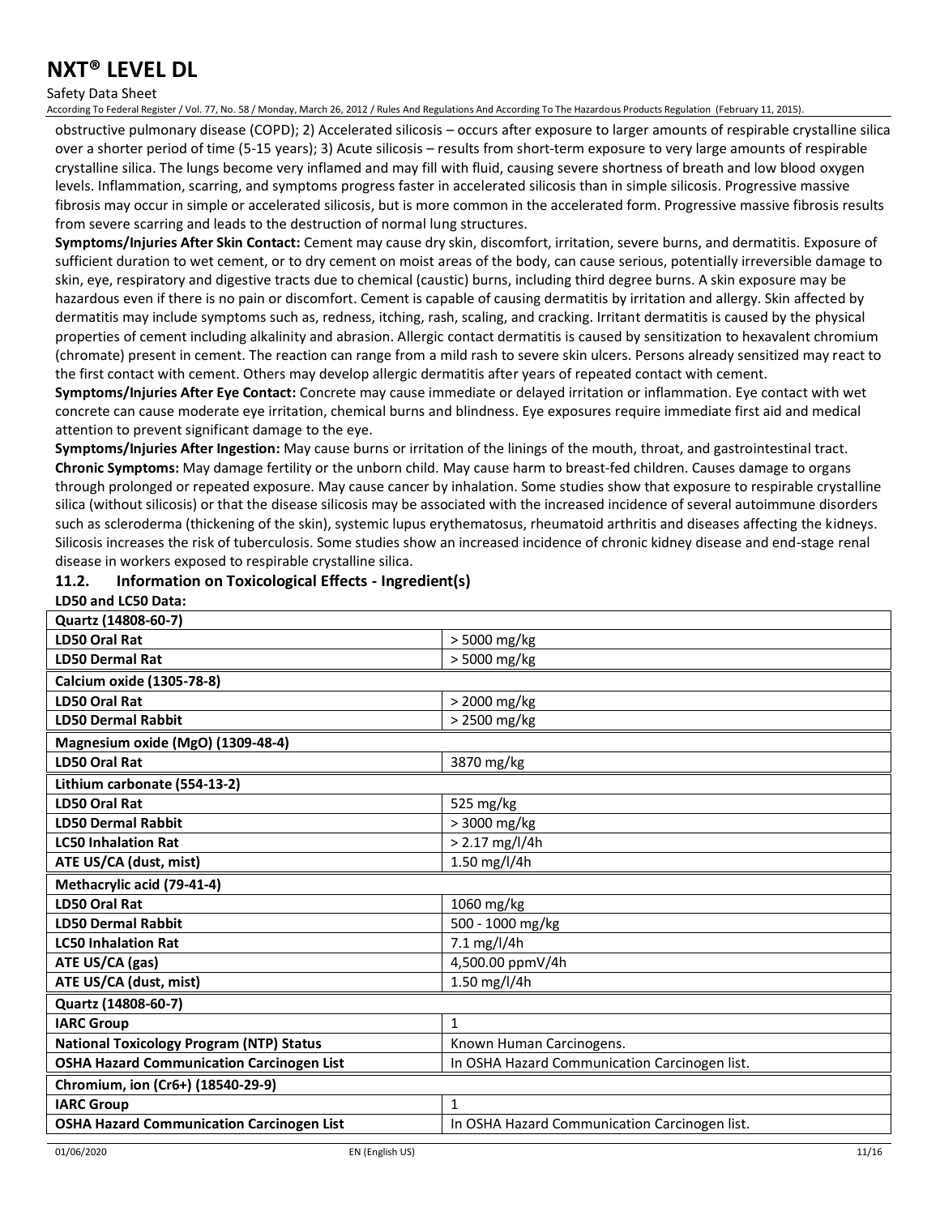obstructive pulmonary disease (COPD); 2) Accelerated silicosis – occurs after exposure to larger amounts of respirable crystalline silica over a shorter period of time (5-15 years); 3) Acute silicosis – results from short-term exposure to very large amounts of respirable crystalline silica. The lungs become very inflamed and may fill with fluid, causing severe shortness of breath and low blood oxygen levels. Inflammation, scarring, and symptoms progress faster in accelerated silicosis than in simple silicosis. Progressive massive fibrosis may occur in simple or accelerated silicosis, but is more common in the accelerated form. Progressive massive fibrosis results from severe scarring and leads to the destruction of normal lung structures.

**Symptoms/Injuries After Skin Contact:** Cement may cause dry skin, discomfort, irritation, severe burns, and dermatitis. Exposure of sufficient duration to wet cement, or to dry cement on moist areas of the body, can cause serious, potentially irreversible damage to skin, eye, respiratory and digestive tracts due to chemical (caustic) burns, including third degree burns. A skin exposure may be hazardous even if there is no pain or discomfort. Cement is capable of causing dermatitis by irritation and allergy. Skin affected by dermatitis may include symptoms such as, redness, itching, rash, scaling, and cracking. Irritant dermatitis is caused by the physical properties of cement including alkalinity and abrasion. Allergic contact dermatitis is caused by sensitization to hexavalent chromium (chromate) present in cement. The reaction can range from a mild rash to severe skin ulcers. Persons already sensitized may react to the first contact with cement. Others may develop allergic dermatitis after years of repeated contact with cement.

**Symptoms/Injuries After Eye Contact:** Concrete may cause immediate or delayed irritation or inflammation. Eye contact with wet concrete can cause moderate eye irritation, chemical burns and blindness. Eye exposures require immediate first aid and medical attention to prevent significant damage to the eye.

**Symptoms/Injuries After Ingestion:** May cause burns or irritation of the linings of the mouth, throat, and gastrointestinal tract.

**Chronic Symptoms:** May damage fertility or the unborn child. May cause harm to breast-fed children. Causes damage to organs through prolonged or repeated exposure. May cause cancer by inhalation. Some studies show that exposure to respirable crystalline silica (without silicosis) or that the disease silicosis may be associated with the increased incidence of several autoimmune disorders such as scleroderma (thickening of the skin), systemic lupus erythematosus, rheumatoid arthritis and diseases affecting the kidneys. Silicosis increases the risk of tuberculosis. Some studies show an increased incidence of chronic kidney disease and end-stage renal disease in workers exposed to respirable crystalline silica.

### 11.2. Information on Toxicological Effects - Ingredient(s)

**LD50 and LC50 Data:**

| **Quartz (14808-60-7)** | |
|---|---|
| **LD50 Oral Rat** | > 5000 mg/kg |
| **LD50 Dermal Rat** | > 5000 mg/kg |
| **Calcium oxide (1305-78-8)** | |
| **LD50 Oral Rat** | > 2000 mg/kg |
| **LD50 Dermal Rabbit** | > 2500 mg/kg |
| **Magnesium oxide (MgO) (1309-48-4)** | |
| **LD50 Oral Rat** | 3870 mg/kg |
| **Lithium carbonate (554-13-2)** | |
| **LD50 Oral Rat** | 525 mg/kg |
| **LD50 Dermal Rabbit** | > 3000 mg/kg |
| **LC50 Inhalation Rat** | > 2.17 mg/l/4h |
| **ATE US/CA (dust, mist)** | 1.50 mg/l/4h |
| **Methacrylic acid (79-41-4)** | |
| **LD50 Oral Rat** | 1060 mg/kg |
| **LD50 Dermal Rabbit** | 500 - 1000 mg/kg |
| **LC50 Inhalation Rat** | 7.1 mg/l/4h |
| **ATE US/CA (gas)** | 4,500.00 ppmV/4h |
| **ATE US/CA (dust, mist)** | 1.50 mg/l/4h |
| **Quartz (14808-60-7)** | |
| **IARC Group** | 1 |
| **National Toxicology Program (NTP) Status** | Known Human Carcinogens. |
| **OSHA Hazard Communication Carcinogen List** | In OSHA Hazard Communication Carcinogen list. |
| **Chromium, ion (Cr6+) (18540-29-9)** | |
| **IARC Group** | 1 |
| **OSHA Hazard Communication Carcinogen List** | In OSHA Hazard Communication Carcinogen list. |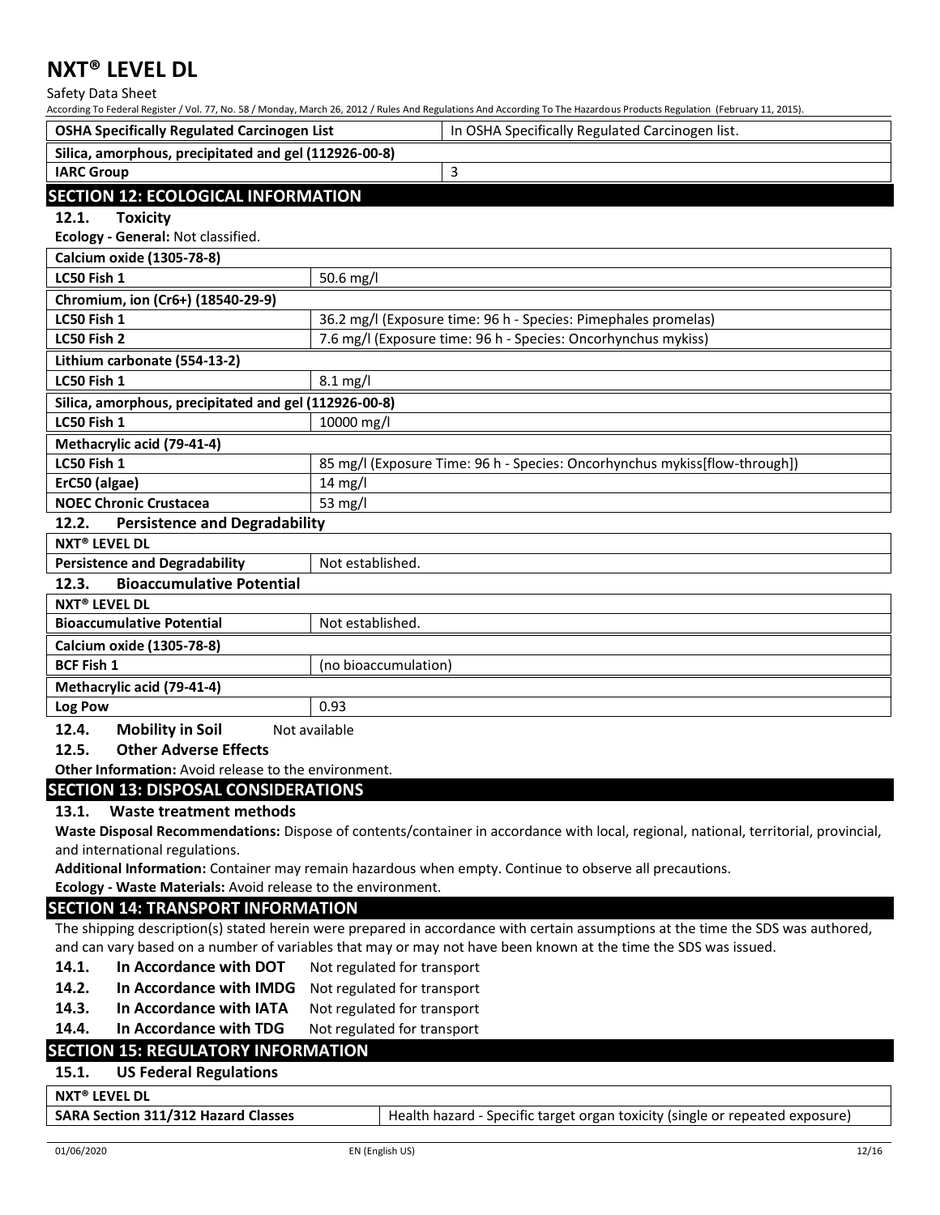| OSHA Specifically Regulated Carcinogen List | In OSHA Specifically Regulated Carcinogen list. |
|---|---|
| **Silica, amorphous, precipitated and gel (112926-00-8)** | |
| **IARC Group** | 3 |

## SECTION 12: ECOLOGICAL INFORMATION

### 12.1. Toxicity

**Ecology - General:** Not classified.

| Calcium oxide (1305-78-8) | |
|---|---|
| **LC50 Fish 1** | 50.6 mg/l |
| **Chromium, ion (Cr6+) (18540-29-9)** | |
| **LC50 Fish 1** | 36.2 mg/l (Exposure time: 96 h - Species: Pimephales promelas) |
| **LC50 Fish 2** | 7.6 mg/l (Exposure time: 96 h - Species: Oncorhynchus mykiss) |
| **Lithium carbonate (554-13-2)** | |
| **LC50 Fish 1** | 8.1 mg/l |
| **Silica, amorphous, precipitated and gel (112926-00-8)** | |
| **LC50 Fish 1** | 10000 mg/l |
| **Methacrylic acid (79-41-4)** | |
| **LC50 Fish 1** | 85 mg/l (Exposure Time: 96 h - Species: Oncorhynchus mykiss[flow-through]) |
| **ErC50 (algae)** | 14 mg/l |
| **NOEC Chronic Crustacea** | 53 mg/l |

### 12.2. Persistence and Degradability

| NXT® LEVEL DL | |
|---|---|
| **Persistence and Degradability** | Not established. |

### 12.3. Bioaccumulative Potential

| NXT® LEVEL DL | |
|---|---|
| **Bioaccumulative Potential** | Not established. |
| **Calcium oxide (1305-78-8)** | |
| **BCF Fish 1** | (no bioaccumulation) |
| **Methacrylic acid (79-41-4)** | |
| **Log Pow** | 0.93 |

### 12.4. Mobility in Soil
Not available

### 12.5. Other Adverse Effects

**Other Information:** Avoid release to the environment.

## SECTION 13: DISPOSAL CONSIDERATIONS

### 13.1. Waste treatment methods

**Waste Disposal Recommendations:** Dispose of contents/container in accordance with local, regional, national, territorial, provincial, and international regulations.

**Additional Information:** Container may remain hazardous when empty. Continue to observe all precautions.

**Ecology - Waste Materials:** Avoid release to the environment.

## SECTION 14: TRANSPORT INFORMATION

The shipping description(s) stated herein were prepared in accordance with certain assumptions at the time the SDS was authored, and can vary based on a number of variables that may or may not have been known at the time the SDS was issued.

**14.1. In Accordance with DOT** Not regulated for transport

**14.2. In Accordance with IMDG** Not regulated for transport

**14.3. In Accordance with IATA** Not regulated for transport

**14.4. In Accordance with TDG** Not regulated for transport

## SECTION 15: REGULATORY INFORMATION

### 15.1. US Federal Regulations

| NXT® LEVEL DL | |
|---|---|
| **SARA Section 311/312 Hazard Classes** | Health hazard - Specific target organ toxicity (single or repeated exposure) |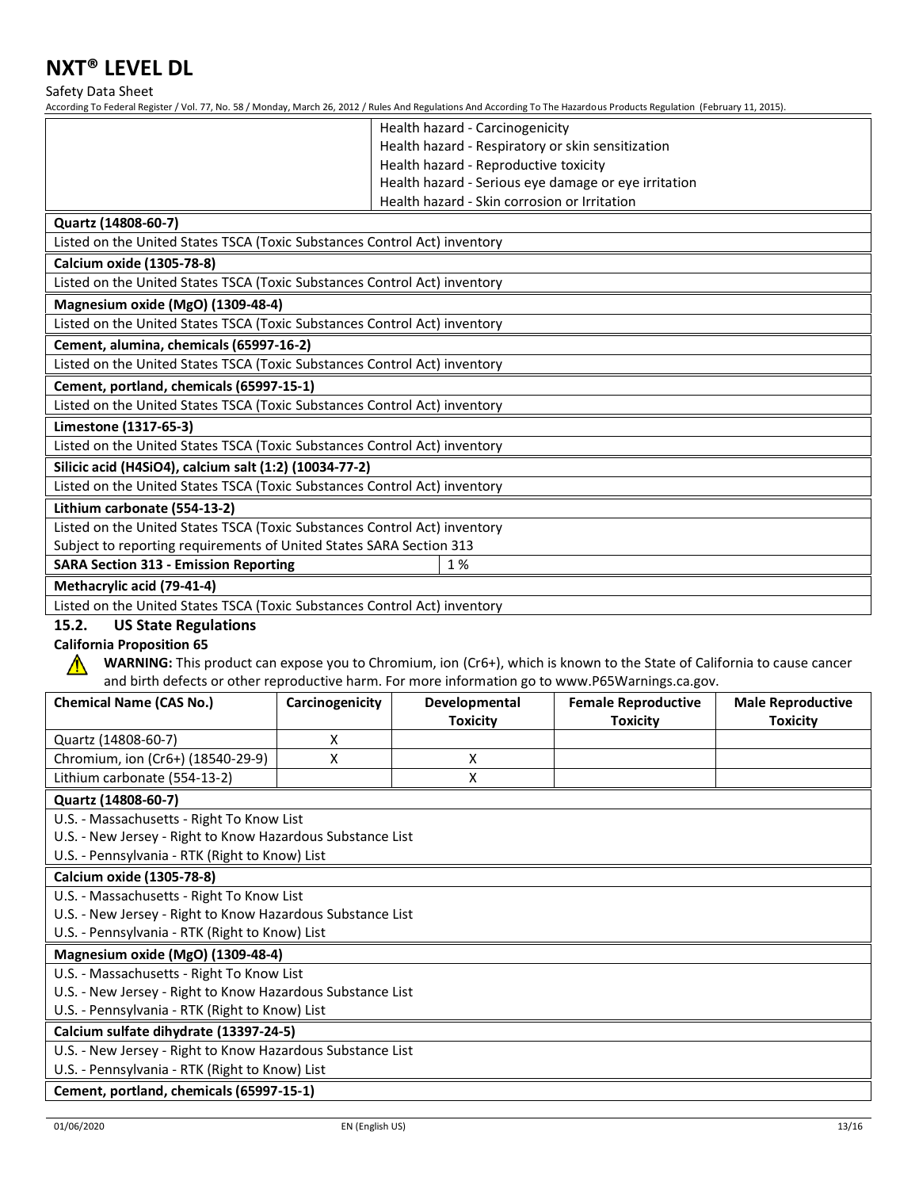| | |
|---|---|
| | Health hazard - Carcinogenicity<br>Health hazard - Respiratory or skin sensitization<br>Health hazard - Reproductive toxicity<br>Health hazard - Serious eye damage or eye irritation<br>Health hazard - Skin corrosion or Irritation |

**Quartz (14808-60-7)**

Listed on the United States TSCA (Toxic Substances Control Act) inventory

**Calcium oxide (1305-78-8)**

Listed on the United States TSCA (Toxic Substances Control Act) inventory

**Magnesium oxide (MgO) (1309-48-4)**

Listed on the United States TSCA (Toxic Substances Control Act) inventory

**Cement, alumina, chemicals (65997-16-2)**

Listed on the United States TSCA (Toxic Substances Control Act) inventory

**Cement, portland, chemicals (65997-15-1)**

Listed on the United States TSCA (Toxic Substances Control Act) inventory

**Limestone (1317-65-3)**

Listed on the United States TSCA (Toxic Substances Control Act) inventory

**Silicic acid (H4SiO4), calcium salt (1:2) (10034-77-2)**

Listed on the United States TSCA (Toxic Substances Control Act) inventory

**Lithium carbonate (554-13-2)**

Listed on the United States TSCA (Toxic Substances Control Act) inventory

Subject to reporting requirements of United States SARA Section 313

| **SARA Section 313 - Emission Reporting** | 1 % |
|---|---|

**Methacrylic acid (79-41-4)**

Listed on the United States TSCA (Toxic Substances Control Act) inventory

## 15.2. US State Regulations

**California Proposition 65**

⚠ **WARNING:** This product can expose you to Chromium, ion (Cr6+), which is known to the State of California to cause cancer and birth defects or other reproductive harm. For more information go to www.P65Warnings.ca.gov.

| Chemical Name (CAS No.) | Carcinogenicity | Developmental Toxicity | Female Reproductive Toxicity | Male Reproductive Toxicity |
|---|---|---|---|---|
| Quartz (14808-60-7) | X | | | |
| Chromium, ion (Cr6+) (18540-29-9) | X | X | | |
| Lithium carbonate (554-13-2) | | X | | |

**Quartz (14808-60-7)**

U.S. - Massachusetts - Right To Know List
U.S. - New Jersey - Right to Know Hazardous Substance List
U.S. - Pennsylvania - RTK (Right to Know) List

**Calcium oxide (1305-78-8)**

U.S. - Massachusetts - Right To Know List
U.S. - New Jersey - Right to Know Hazardous Substance List
U.S. - Pennsylvania - RTK (Right to Know) List

**Magnesium oxide (MgO) (1309-48-4)**

U.S. - Massachusetts - Right To Know List
U.S. - New Jersey - Right to Know Hazardous Substance List
U.S. - Pennsylvania - RTK (Right to Know) List

**Calcium sulfate dihydrate (13397-24-5)**

U.S. - New Jersey - Right to Know Hazardous Substance List
U.S. - Pennsylvania - RTK (Right to Know) List

**Cement, portland, chemicals (65997-15-1)**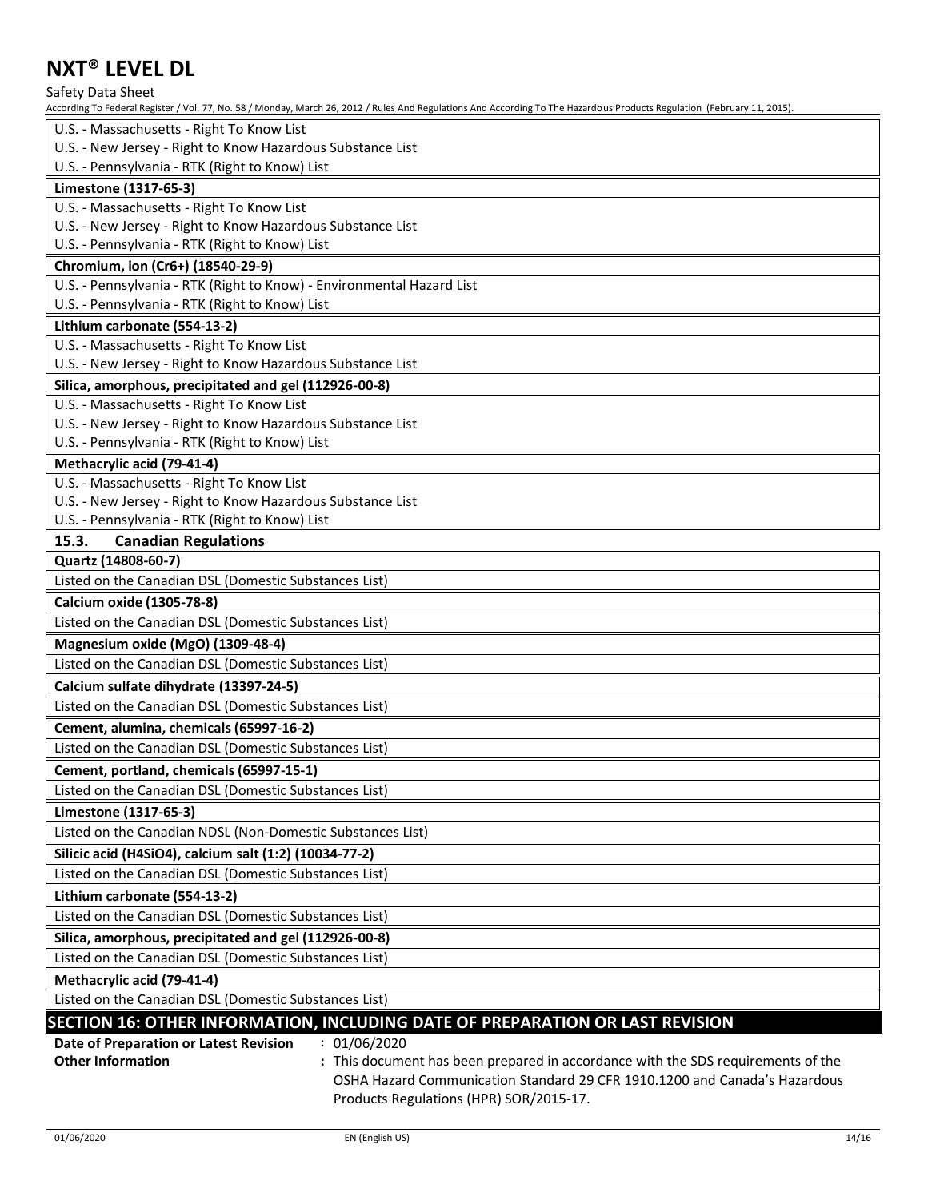| U.S. - Massachusetts - Right To Know List |
|---|
| U.S. - New Jersey - Right to Know Hazardous Substance List |
| U.S. - Pennsylvania - RTK (Right to Know) List |

| **Limestone (1317-65-3)** |
|---|
| U.S. - Massachusetts - Right To Know List |
| U.S. - New Jersey - Right to Know Hazardous Substance List |
| U.S. - Pennsylvania - RTK (Right to Know) List |

| **Chromium, ion (Cr6+) (18540-29-9)** |
|---|
| U.S. - Pennsylvania - RTK (Right to Know) - Environmental Hazard List |
| U.S. - Pennsylvania - RTK (Right to Know) List |

| **Lithium carbonate (554-13-2)** |
|---|
| U.S. - Massachusetts - Right To Know List |
| U.S. - New Jersey - Right to Know Hazardous Substance List |

| **Silica, amorphous, precipitated and gel (112926-00-8)** |
|---|
| U.S. - Massachusetts - Right To Know List |
| U.S. - New Jersey - Right to Know Hazardous Substance List |
| U.S. - Pennsylvania - RTK (Right to Know) List |

| **Methacrylic acid (79-41-4)** |
|---|
| U.S. - Massachusetts - Right To Know List |
| U.S. - New Jersey - Right to Know Hazardous Substance List |
| U.S. - Pennsylvania - RTK (Right to Know) List |

### 15.3. Canadian Regulations

| **Quartz (14808-60-7)** |
|---|
| Listed on the Canadian DSL (Domestic Substances List) |

| **Calcium oxide (1305-78-8)** |
|---|
| Listed on the Canadian DSL (Domestic Substances List) |

| **Magnesium oxide (MgO) (1309-48-4)** |
|---|
| Listed on the Canadian DSL (Domestic Substances List) |

| **Calcium sulfate dihydrate (13397-24-5)** |
|---|
| Listed on the Canadian DSL (Domestic Substances List) |

| **Cement, alumina, chemicals (65997-16-2)** |
|---|
| Listed on the Canadian DSL (Domestic Substances List) |

| **Cement, portland, chemicals (65997-15-1)** |
|---|
| Listed on the Canadian DSL (Domestic Substances List) |

| **Limestone (1317-65-3)** |
|---|
| Listed on the Canadian NDSL (Non-Domestic Substances List) |

| **Silicic acid (H4SiO4), calcium salt (1:2) (10034-77-2)** |
|---|
| Listed on the Canadian DSL (Domestic Substances List) |

| **Lithium carbonate (554-13-2)** |
|---|
| Listed on the Canadian DSL (Domestic Substances List) |

| **Silica, amorphous, precipitated and gel (112926-00-8)** |
|---|
| Listed on the Canadian DSL (Domestic Substances List) |

| **Methacrylic acid (79-41-4)** |
|---|
| Listed on the Canadian DSL (Domestic Substances List) |

## SECTION 16: OTHER INFORMATION, INCLUDING DATE OF PREPARATION OR LAST REVISION

**Date of Preparation or Latest Revision** : 01/06/2020

**Other Information** : This document has been prepared in accordance with the SDS requirements of the OSHA Hazard Communication Standard 29 CFR 1910.1200 and Canada's Hazardous Products Regulations (HPR) SOR/2015-17.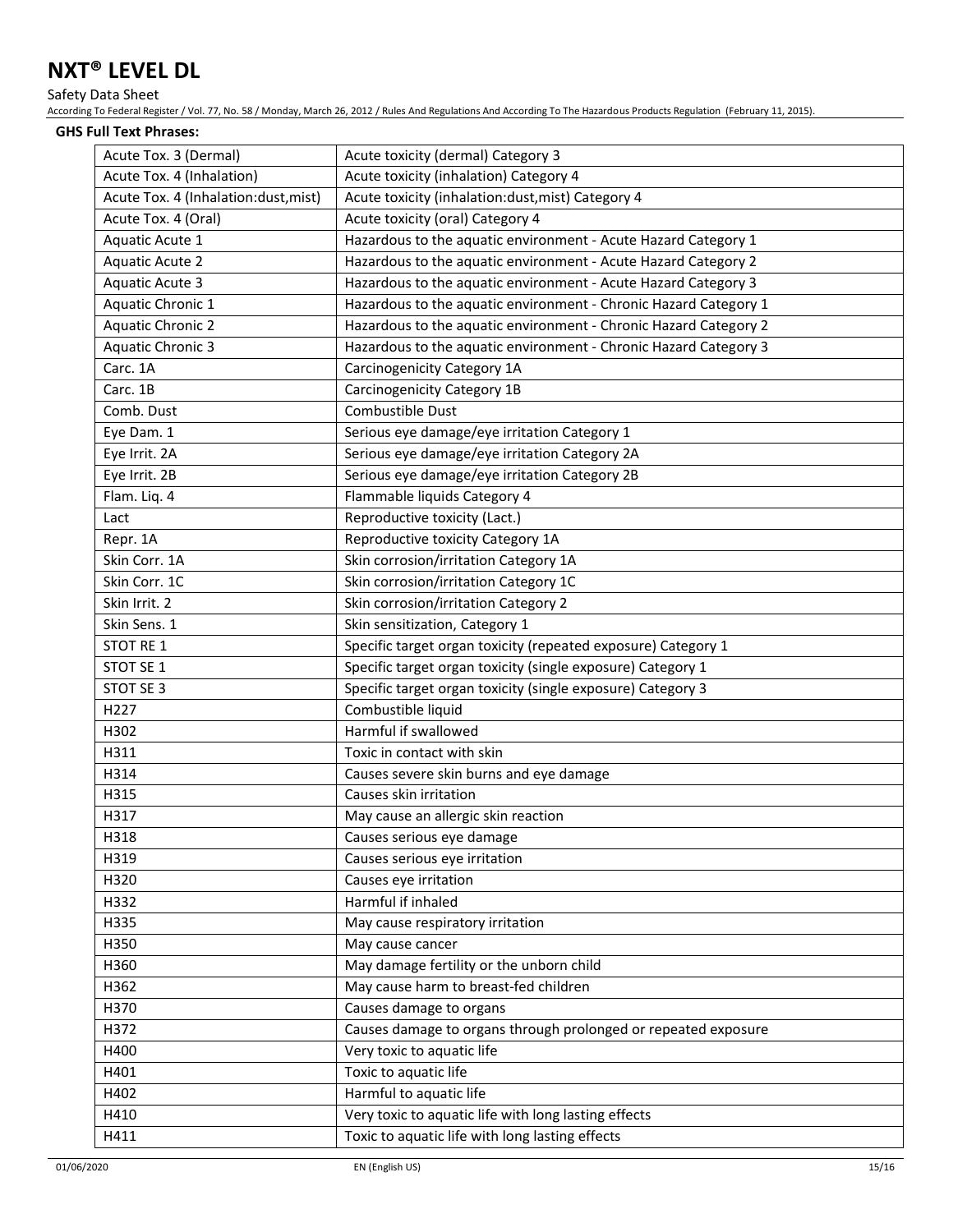**GHS Full Text Phrases:**

| | |
|---|---|
| Acute Tox. 3 (Dermal) | Acute toxicity (dermal) Category 3 |
| Acute Tox. 4 (Inhalation) | Acute toxicity (inhalation) Category 4 |
| Acute Tox. 4 (Inhalation:dust,mist) | Acute toxicity (inhalation:dust,mist) Category 4 |
| Acute Tox. 4 (Oral) | Acute toxicity (oral) Category 4 |
| Aquatic Acute 1 | Hazardous to the aquatic environment - Acute Hazard Category 1 |
| Aquatic Acute 2 | Hazardous to the aquatic environment - Acute Hazard Category 2 |
| Aquatic Acute 3 | Hazardous to the aquatic environment - Acute Hazard Category 3 |
| Aquatic Chronic 1 | Hazardous to the aquatic environment - Chronic Hazard Category 1 |
| Aquatic Chronic 2 | Hazardous to the aquatic environment - Chronic Hazard Category 2 |
| Aquatic Chronic 3 | Hazardous to the aquatic environment - Chronic Hazard Category 3 |
| Carc. 1A | Carcinogenicity Category 1A |
| Carc. 1B | Carcinogenicity Category 1B |
| Comb. Dust | Combustible Dust |
| Eye Dam. 1 | Serious eye damage/eye irritation Category 1 |
| Eye Irrit. 2A | Serious eye damage/eye irritation Category 2A |
| Eye Irrit. 2B | Serious eye damage/eye irritation Category 2B |
| Flam. Liq. 4 | Flammable liquids Category 4 |
| Lact | Reproductive toxicity (Lact.) |
| Repr. 1A | Reproductive toxicity Category 1A |
| Skin Corr. 1A | Skin corrosion/irritation Category 1A |
| Skin Corr. 1C | Skin corrosion/irritation Category 1C |
| Skin Irrit. 2 | Skin corrosion/irritation Category 2 |
| Skin Sens. 1 | Skin sensitization, Category 1 |
| STOT RE 1 | Specific target organ toxicity (repeated exposure) Category 1 |
| STOT SE 1 | Specific target organ toxicity (single exposure) Category 1 |
| STOT SE 3 | Specific target organ toxicity (single exposure) Category 3 |
| H227 | Combustible liquid |
| H302 | Harmful if swallowed |
| H311 | Toxic in contact with skin |
| H314 | Causes severe skin burns and eye damage |
| H315 | Causes skin irritation |
| H317 | May cause an allergic skin reaction |
| H318 | Causes serious eye damage |
| H319 | Causes serious eye irritation |
| H320 | Causes eye irritation |
| H332 | Harmful if inhaled |
| H335 | May cause respiratory irritation |
| H350 | May cause cancer |
| H360 | May damage fertility or the unborn child |
| H362 | May cause harm to breast-fed children |
| H370 | Causes damage to organs |
| H372 | Causes damage to organs through prolonged or repeated exposure |
| H400 | Very toxic to aquatic life |
| H401 | Toxic to aquatic life |
| H402 | Harmful to aquatic life |
| H410 | Very toxic to aquatic life with long lasting effects |
| H411 | Toxic to aquatic life with long lasting effects |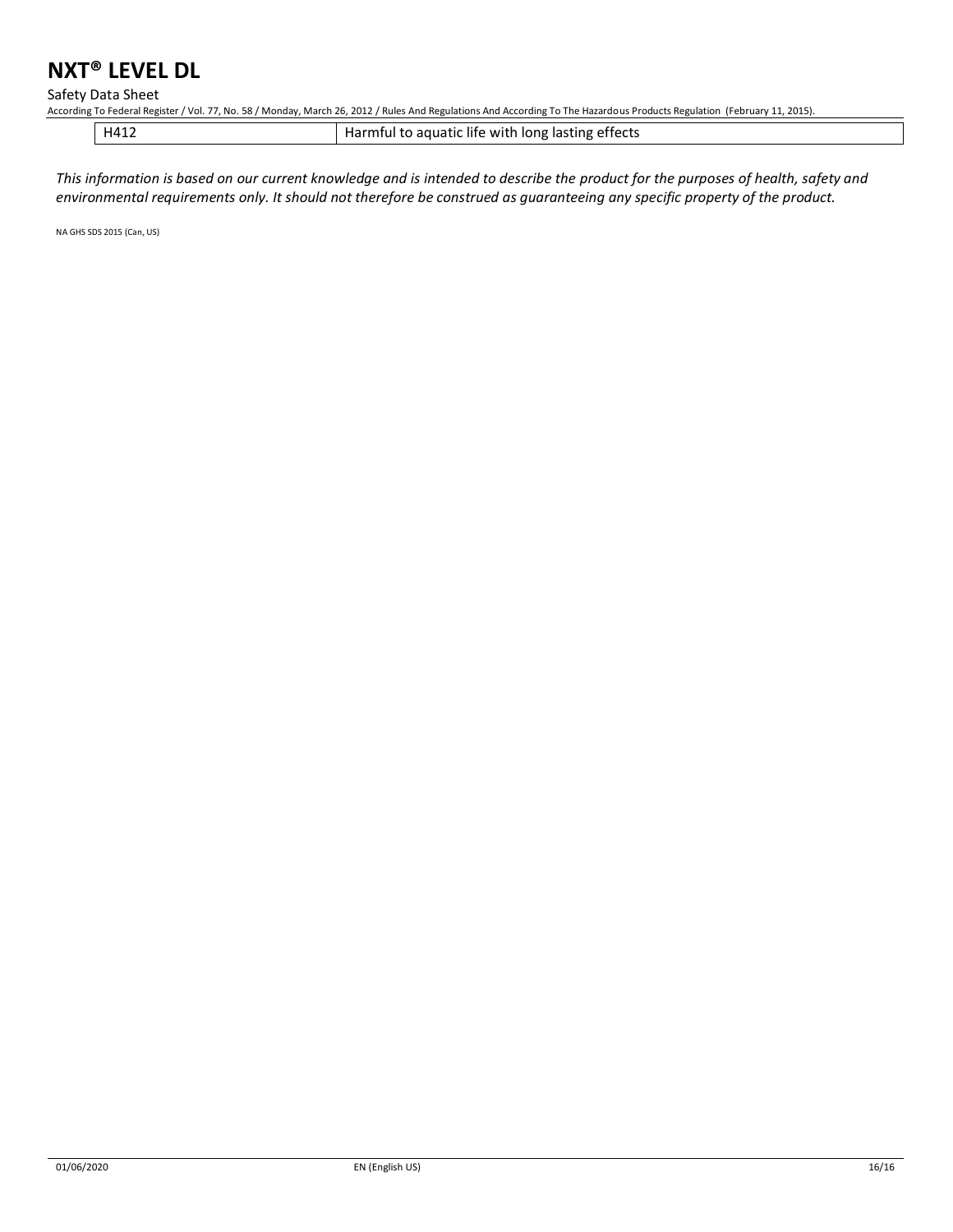| | |
|---|---|
| H412 | Harmful to aquatic life with long lasting effects |

*This information is based on our current knowledge and is intended to describe the product for the purposes of health, safety and environmental requirements only. It should not therefore be construed as guaranteeing any specific property of the product.*

NA GHS SDS 2015 (Can, US)